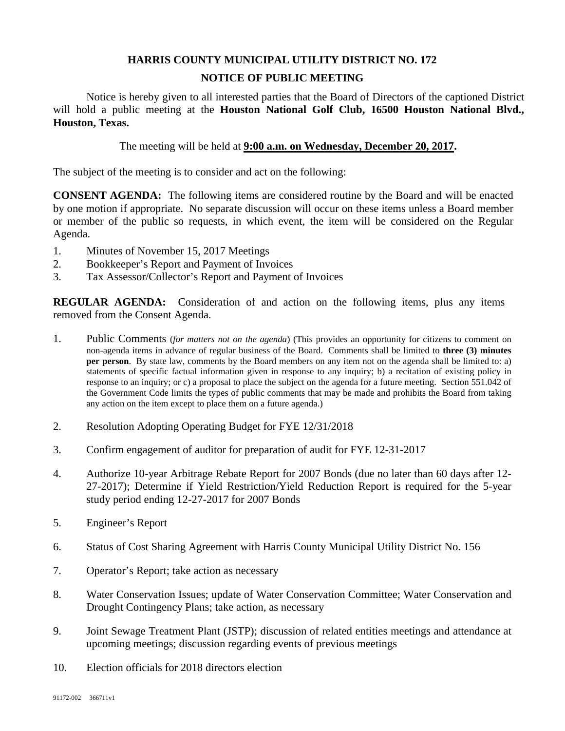# HARRIS COUNTY MUNICIPAL UTILITY DISTRICT NO. 172

## NOTICE OF PUBLIC MEETING

Notice is hereby given to all interested parties that the Board of Directors of the captioned District will hold a public meeting at the **Houston National Golf Club, 16500 Houston National Blvd., Houston, Texas.**

The meeting will be held at **9:00 a.m. on Wednesday, December 20, 2017.**

The subject of the meeting is to consider and act on the following:

**CONSENT AGENDA:** The following items are considered routine by the Board and will be enacted by one motion if appropriate. No separate discussion will occur on these items unless a Board member or member of the public so requests, in which event, the item will be considered on the Regular Agenda.

1. Minutes of November 15, 2017 Meetings
2. Bookkeeper's Report and Payment of Invoices
3. Tax Assessor/Collector's Report and Payment of Invoices

**REGULAR AGENDA:** Consideration of and action on the following items, plus any items removed from the Consent Agenda.

1. Public Comments (*for matters not on the agenda*) (This provides an opportunity for citizens to comment on non-agenda items in advance of regular business of the Board. Comments shall be limited to **three (3) minutes per person**. By state law, comments by the Board members on any item not on the agenda shall be limited to: a) statements of specific factual information given in response to any inquiry; b) a recitation of existing policy in response to an inquiry; or c) a proposal to place the subject on the agenda for a future meeting. Section 551.042 of the Government Code limits the types of public comments that may be made and prohibits the Board from taking any action on the item except to place them on a future agenda.)

2. Resolution Adopting Operating Budget for FYE 12/31/2018

3. Confirm engagement of auditor for preparation of audit for FYE 12-31-2017

4. Authorize 10-year Arbitrage Rebate Report for 2007 Bonds (due no later than 60 days after 12-27-2017); Determine if Yield Restriction/Yield Reduction Report is required for the 5-year study period ending 12-27-2017 for 2007 Bonds

5. Engineer's Report

6. Status of Cost Sharing Agreement with Harris County Municipal Utility District No. 156

7. Operator's Report; take action as necessary

8. Water Conservation Issues; update of Water Conservation Committee; Water Conservation and Drought Contingency Plans; take action, as necessary

9. Joint Sewage Treatment Plant (JSTP); discussion of related entities meetings and attendance at upcoming meetings; discussion regarding events of previous meetings

10. Election officials for 2018 directors election

91172-002 366711v1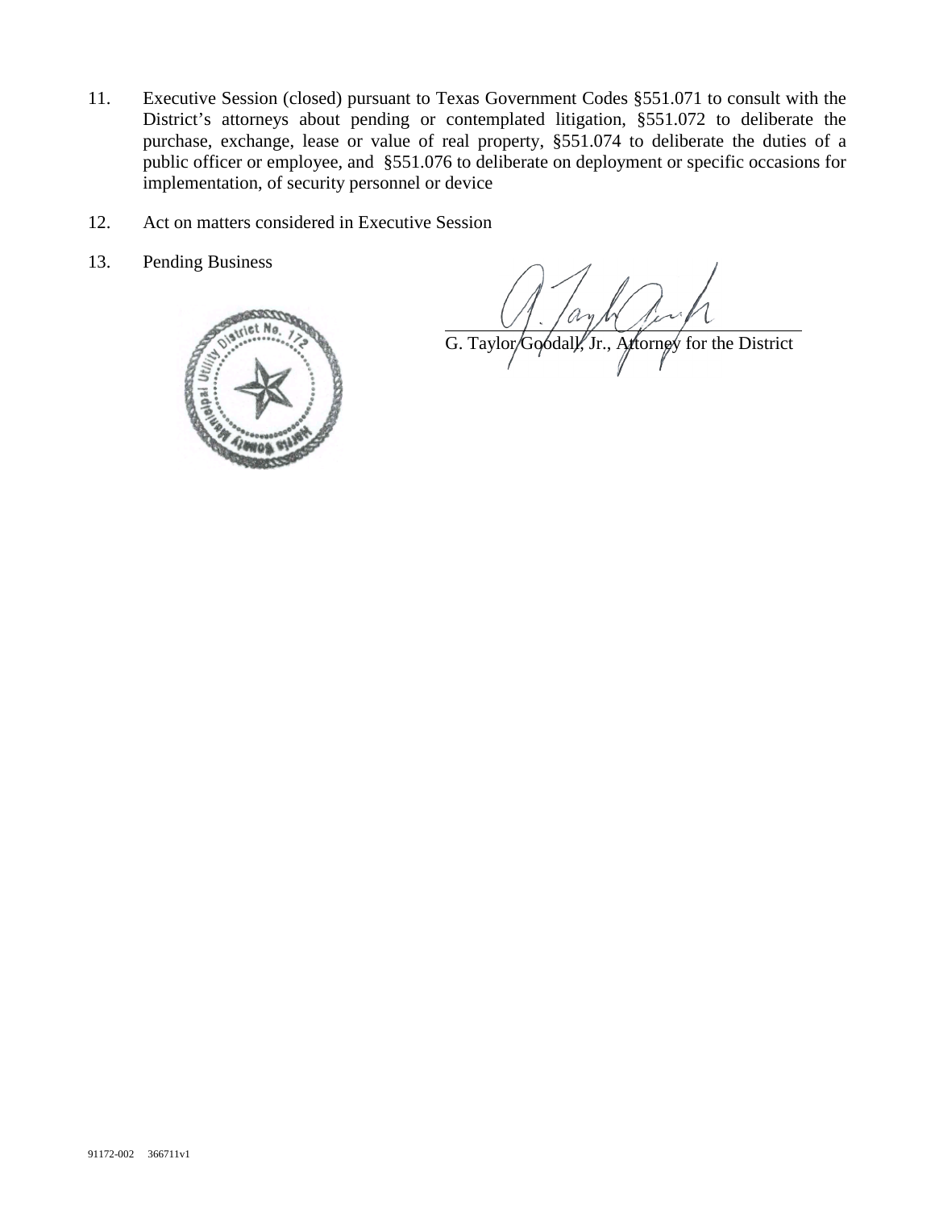11. Executive Session (closed) pursuant to Texas Government Codes §551.071 to consult with the District's attorneys about pending or contemplated litigation, §551.072 to deliberate the purchase, exchange, lease or value of real property, §551.074 to deliberate the duties of a public officer or employee, and §551.076 to deliberate on deployment or specific occasions for implementation, of security personnel or device

12. Act on matters considered in Executive Session

13. Pending Business

G. Taylor Goodall, Jr., Attorney for the District

91172-002 366711v1